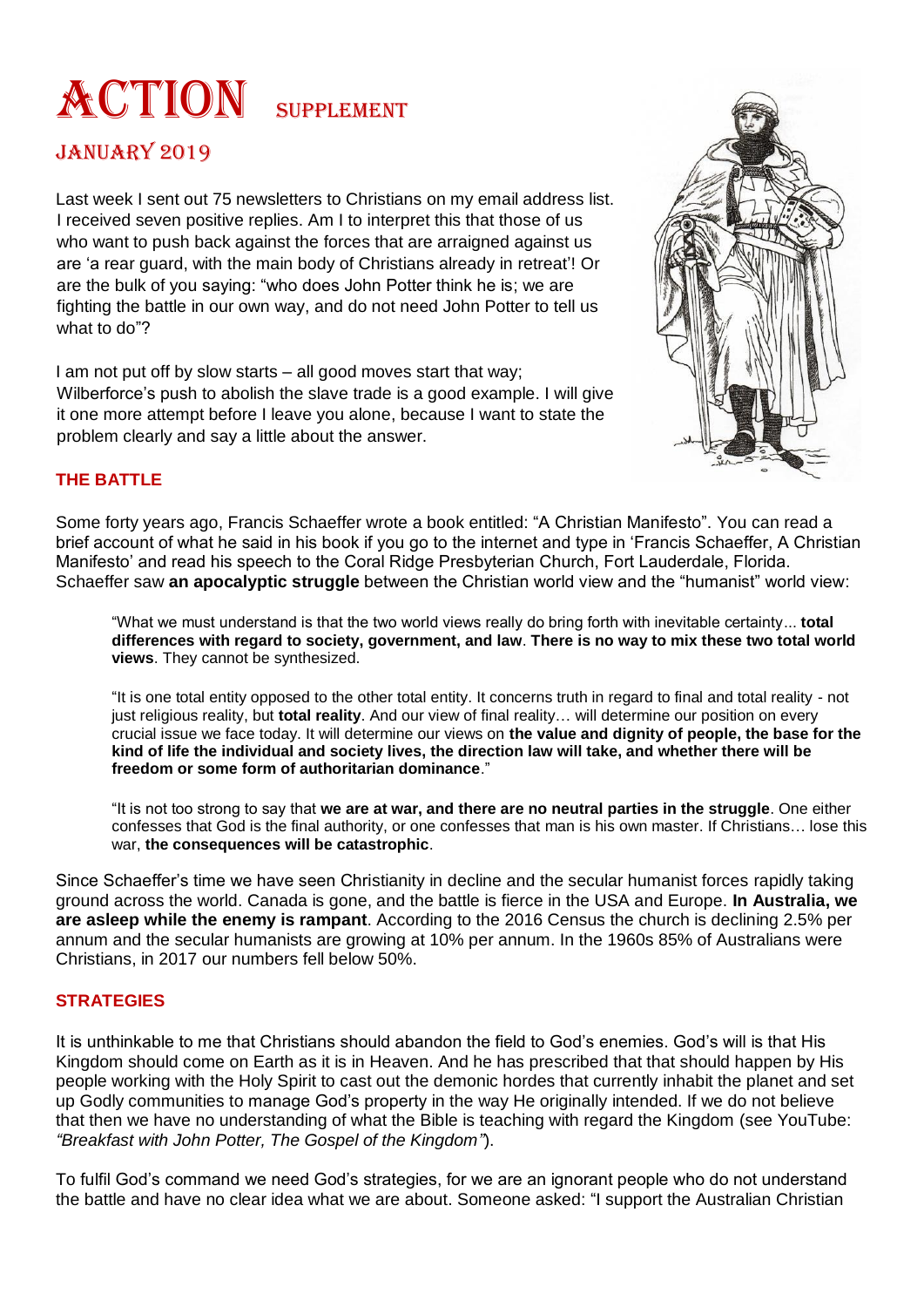# ACTION SUPPLEMENT

## JANUARY 2019

Last week I sent out 75 newsletters to Christians on my email address list. I received seven positive replies. Am I to interpret this that those of us who want to push back against the forces that are arraigned against us are 'a rear guard, with the main body of Christians already in retreat'! Or are the bulk of you saying: "who does John Potter think he is; we are fighting the battle in our own way, and do not need John Potter to tell us what to do"?

I am not put off by slow starts – all good moves start that way; Wilberforce's push to abolish the slave trade is a good example. I will give it one more attempt before I leave you alone, because I want to state the problem clearly and say a little about the answer.

### THE BATTLE

Some forty years ago, Francis Schaeffer wrote a book entitled: "A Christian Manifesto". You can read a brief account of what he said in his book if you go to the internet and type in 'Francis Schaeffer, A Christian Manifesto' and read his speech to the Coral Ridge Presbyterian Church, Fort Lauderdale, Florida. Schaeffer saw **an apocalyptic struggle** between the Christian world view and the "humanist" world view:

> "What we must understand is that the two world views really do bring forth with inevitable certainty... **total differences with regard to society, government, and law**. **There is no way to mix these two total world views**. They cannot be synthesized.
>
> "It is one total entity opposed to the other total entity. It concerns truth in regard to final and total reality - not just religious reality, but **total reality**. And our view of final reality… will determine our position on every crucial issue we face today. It will determine our views on **the value and dignity of people, the base for the kind of life the individual and society lives, the direction law will take, and whether there will be freedom or some form of authoritarian dominance**."
>
> "It is not too strong to say that **we are at war, and there are no neutral parties in the struggle**. One either confesses that God is the final authority, or one confesses that man is his own master. If Christians… lose this war, **the consequences will be catastrophic**.

Since Schaeffer's time we have seen Christianity in decline and the secular humanist forces rapidly taking ground across the world. Canada is gone, and the battle is fierce in the USA and Europe. **In Australia, we are asleep while the enemy is rampant**. According to the 2016 Census the church is declining 2.5% per annum and the secular humanists are growing at 10% per annum. In the 1960s 85% of Australians were Christians, in 2017 our numbers fell below 50%.

### STRATEGIES

It is unthinkable to me that Christians should abandon the field to God's enemies. God's will is that His Kingdom should come on Earth as it is in Heaven. And he has prescribed that that should happen by His people working with the Holy Spirit to cast out the demonic hordes that currently inhabit the planet and set up Godly communities to manage God's property in the way He originally intended. If we do not believe that then we have no understanding of what the Bible is teaching with regard the Kingdom (see YouTube: *"Breakfast with John Potter, The Gospel of the Kingdom"*).

To fulfil God's command we need God's strategies, for we are an ignorant people who do not understand the battle and have no clear idea what we are about. Someone asked: "I support the Australian Christian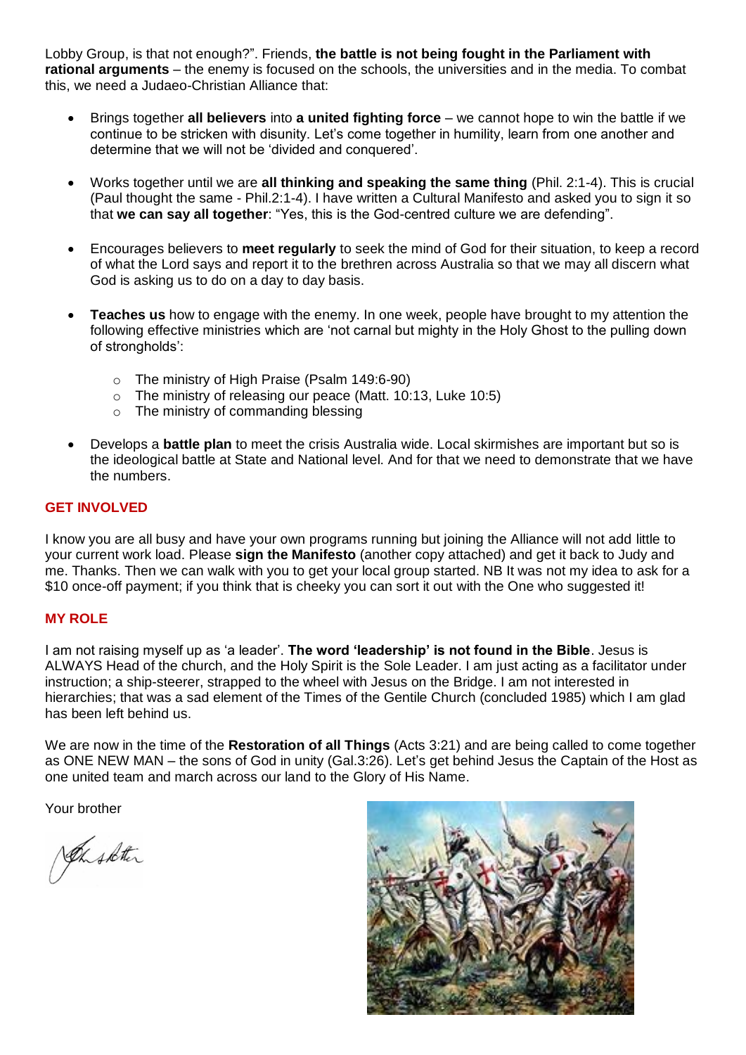Lobby Group, is that not enough?". Friends, **the battle is not being fought in the Parliament with rational arguments** – the enemy is focused on the schools, the universities and in the media. To combat this, we need a Judaeo-Christian Alliance that:

- Brings together **all believers** into **a united fighting force** – we cannot hope to win the battle if we continue to be stricken with disunity. Let's come together in humility, learn from one another and determine that we will not be 'divided and conquered'.

- Works together until we are **all thinking and speaking the same thing** (Phil. 2:1-4). This is crucial (Paul thought the same - Phil.2:1-4). I have written a Cultural Manifesto and asked you to sign it so that **we can say all together**: "Yes, this is the God-centred culture we are defending".

- Encourages believers to **meet regularly** to seek the mind of God for their situation, to keep a record of what the Lord says and report it to the brethren across Australia so that we may all discern what God is asking us to do on a day to day basis.

- **Teaches us** how to engage with the enemy. In one week, people have brought to my attention the following effective ministries which are 'not carnal but mighty in the Holy Ghost to the pulling down of strongholds':
  - The ministry of High Praise (Psalm 149:6-90)
  - The ministry of releasing our peace (Matt. 10:13, Luke 10:5)
  - The ministry of commanding blessing

- Develops a **battle plan** to meet the crisis Australia wide. Local skirmishes are important but so is the ideological battle at State and National level. And for that we need to demonstrate that we have the numbers.

## GET INVOLVED

I know you are all busy and have your own programs running but joining the Alliance will not add little to your current work load. Please **sign the Manifesto** (another copy attached) and get it back to Judy and me. Thanks. Then we can walk with you to get your local group started. NB It was not my idea to ask for a $10 once-off payment; if you think that is cheeky you can sort it out with the One who suggested it!

## MY ROLE

I am not raising myself up as 'a leader'. **The word 'leadership' is not found in the Bible**. Jesus is ALWAYS Head of the church, and the Holy Spirit is the Sole Leader. I am just acting as a facilitator under instruction; a ship-steerer, strapped to the wheel with Jesus on the Bridge. I am not interested in hierarchies; that was a sad element of the Times of the Gentile Church (concluded 1985) which I am glad has been left behind us.

We are now in the time of the **Restoration of all Things** (Acts 3:21) and are being called to come together as ONE NEW MAN – the sons of God in unity (Gal.3:26). Let's get behind Jesus the Captain of the Host as one united team and march across our land to the Glory of His Name.

Your brother